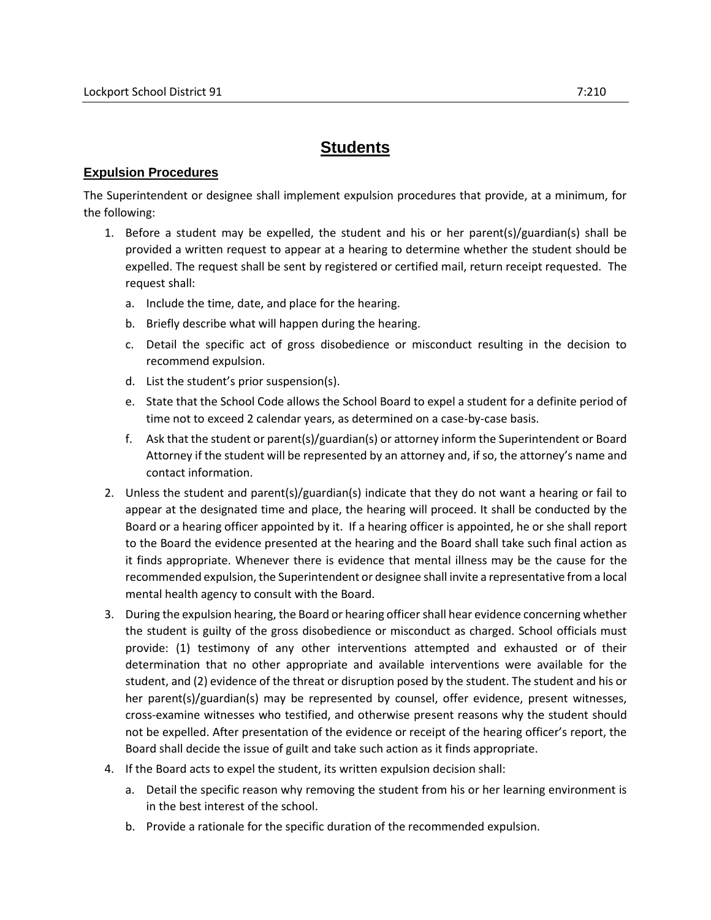# Students

## Expulsion Procedures

The Superintendent or designee shall implement expulsion procedures that provide, at a minimum, for the following:

1. Before a student may be expelled, the student and his or her parent(s)/guardian(s) shall be provided a written request to appear at a hearing to determine whether the student should be expelled. The request shall be sent by registered or certified mail, return receipt requested. The request shall:
   a. Include the time, date, and place for the hearing.
   b. Briefly describe what will happen during the hearing.
   c. Detail the specific act of gross disobedience or misconduct resulting in the decision to recommend expulsion.
   d. List the student's prior suspension(s).
   e. State that the School Code allows the School Board to expel a student for a definite period of time not to exceed 2 calendar years, as determined on a case-by-case basis.
   f. Ask that the student or parent(s)/guardian(s) or attorney inform the Superintendent or Board Attorney if the student will be represented by an attorney and, if so, the attorney's name and contact information.
2. Unless the student and parent(s)/guardian(s) indicate that they do not want a hearing or fail to appear at the designated time and place, the hearing will proceed. It shall be conducted by the Board or a hearing officer appointed by it. If a hearing officer is appointed, he or she shall report to the Board the evidence presented at the hearing and the Board shall take such final action as it finds appropriate. Whenever there is evidence that mental illness may be the cause for the recommended expulsion, the Superintendent or designee shall invite a representative from a local mental health agency to consult with the Board.
3. During the expulsion hearing, the Board or hearing officer shall hear evidence concerning whether the student is guilty of the gross disobedience or misconduct as charged. School officials must provide: (1) testimony of any other interventions attempted and exhausted or of their determination that no other appropriate and available interventions were available for the student, and (2) evidence of the threat or disruption posed by the student. The student and his or her parent(s)/guardian(s) may be represented by counsel, offer evidence, present witnesses, cross-examine witnesses who testified, and otherwise present reasons why the student should not be expelled. After presentation of the evidence or receipt of the hearing officer's report, the Board shall decide the issue of guilt and take such action as it finds appropriate.
4. If the Board acts to expel the student, its written expulsion decision shall:
   a. Detail the specific reason why removing the student from his or her learning environment is in the best interest of the school.
   b. Provide a rationale for the specific duration of the recommended expulsion.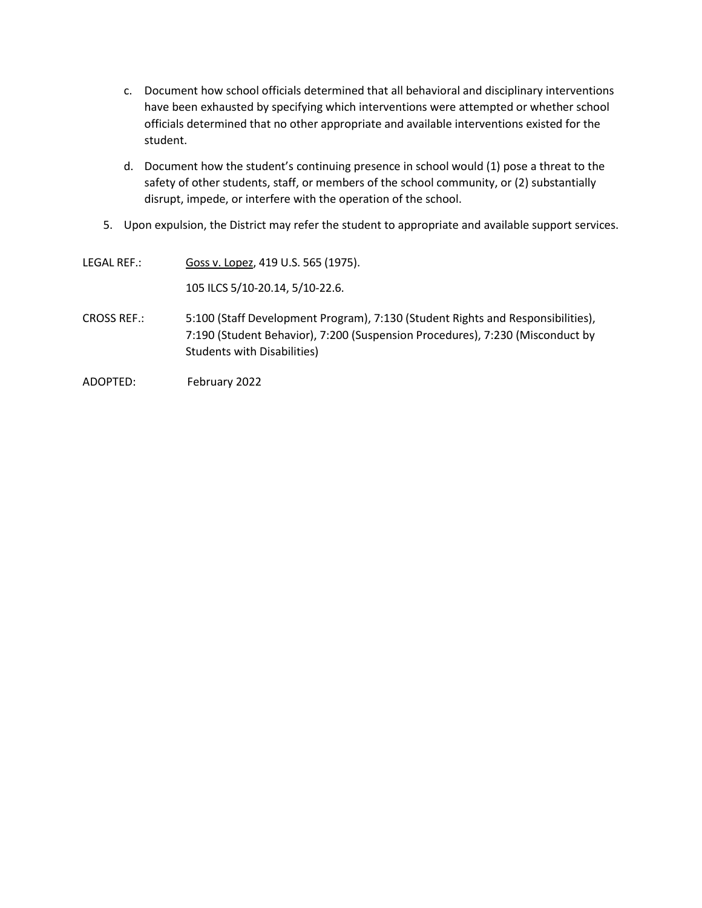c. Document how school officials determined that all behavioral and disciplinary interventions have been exhausted by specifying which interventions were attempted or whether school officials determined that no other appropriate and available interventions existed for the student.

d. Document how the student's continuing presence in school would (1) pose a threat to the safety of other students, staff, or members of the school community, or (2) substantially disrupt, impede, or interfere with the operation of the school.

5. Upon expulsion, the District may refer the student to appropriate and available support services.

LEGAL REF.: Goss v. Lopez, 419 U.S. 565 (1975).

105 ILCS 5/10-20.14, 5/10-22.6.

CROSS REF.: 5:100 (Staff Development Program), 7:130 (Student Rights and Responsibilities), 7:190 (Student Behavior), 7:200 (Suspension Procedures), 7:230 (Misconduct by Students with Disabilities)

ADOPTED: February 2022